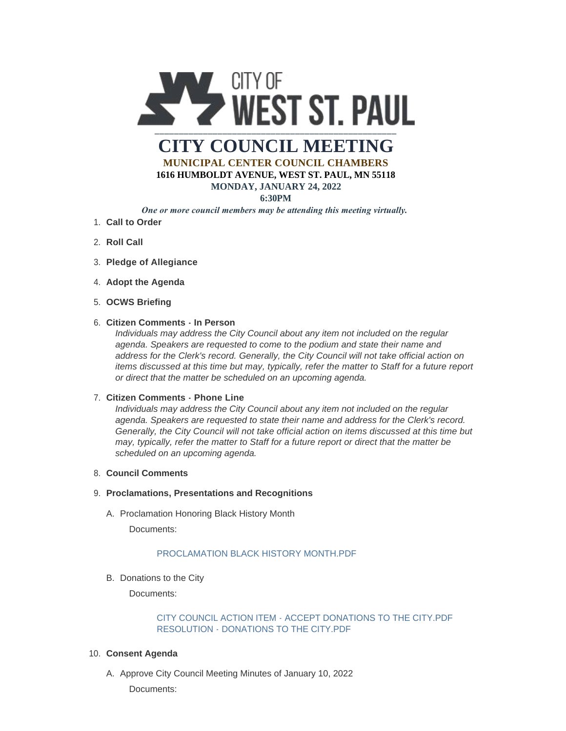CITY OF WEST ST. PAUL

# CITY COUNCIL MEETING

**MUNICIPAL CENTER COUNCIL CHAMBERS**

**1616 HUMBOLDT AVENUE, WEST ST. PAUL, MN 55118**

**MONDAY, JANUARY 24, 2022**

**6:30PM**

*One or more council members may be attending this meeting virtually.*

1. **Call to Order**
2. **Roll Call**
3. **Pledge of Allegiance**
4. **Adopt the Agenda**
5. **OCWS Briefing**
6. **Citizen Comments - In Person**

   *Individuals may address the City Council about any item not included on the regular agenda. Speakers are requested to come to the podium and state their name and address for the Clerk's record. Generally, the City Council will not take official action on items discussed at this time but may, typically, refer the matter to Staff for a future report or direct that the matter be scheduled on an upcoming agenda.*

7. **Citizen Comments - Phone Line**

   *Individuals may address the City Council about any item not included on the regular agenda. Speakers are requested to state their name and address for the Clerk's record. Generally, the City Council will not take official action on items discussed at this time but may, typically, refer the matter to Staff for a future report or direct that the matter be scheduled on an upcoming agenda.*

8. **Council Comments**
9. **Proclamations, Presentations and Recognitions**

   A. Proclamation Honoring Black History Month

      Documents:

      PROCLAMATION BLACK HISTORY MONTH.PDF

   B. Donations to the City

      Documents:

      CITY COUNCIL ACTION ITEM - ACCEPT DONATIONS TO THE CITY.PDF
      RESOLUTION - DONATIONS TO THE CITY.PDF

10. **Consent Agenda**

    A. Approve City Council Meeting Minutes of January 10, 2022

       Documents: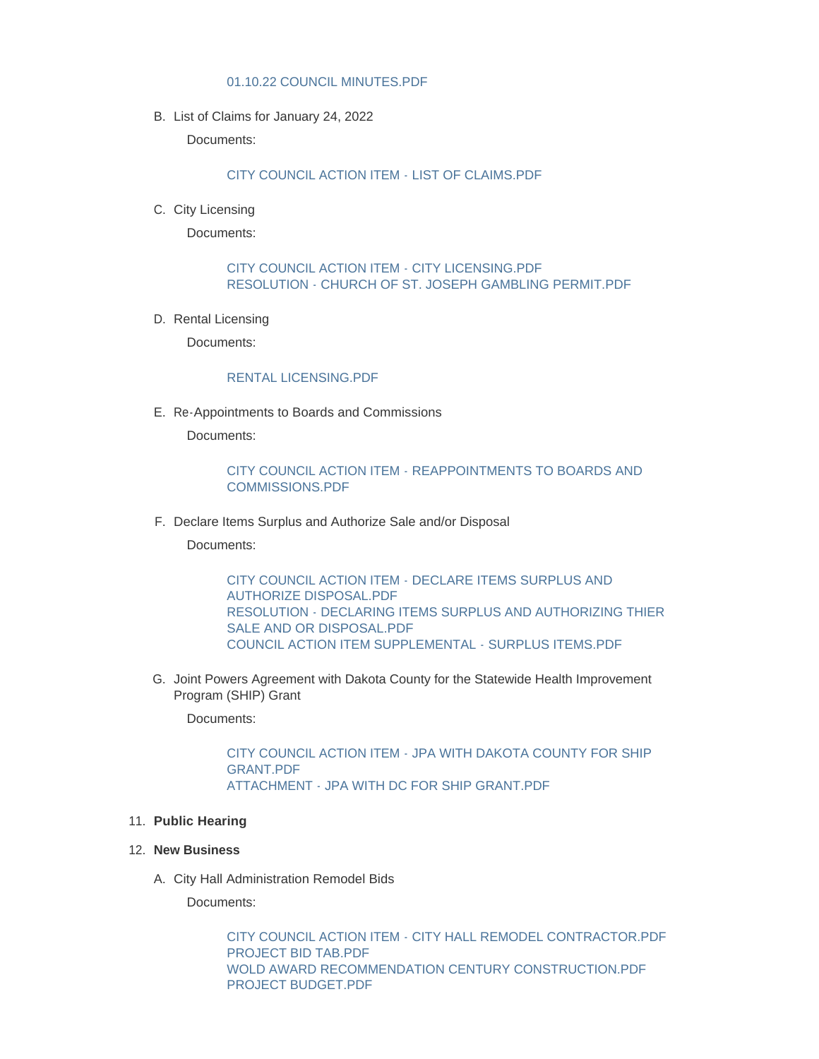01.10.22 COUNCIL MINUTES.PDF

B. List of Claims for January 24, 2022

   Documents:

   CITY COUNCIL ACTION ITEM - LIST OF CLAIMS.PDF

C. City Licensing

   Documents:

   CITY COUNCIL ACTION ITEM - CITY LICENSING.PDF
   RESOLUTION - CHURCH OF ST. JOSEPH GAMBLING PERMIT.PDF

D. Rental Licensing

   Documents:

   RENTAL LICENSING.PDF

E. Re-Appointments to Boards and Commissions

   Documents:

   CITY COUNCIL ACTION ITEM - REAPPOINTMENTS TO BOARDS AND COMMISSIONS.PDF

F. Declare Items Surplus and Authorize Sale and/or Disposal

   Documents:

   CITY COUNCIL ACTION ITEM - DECLARE ITEMS SURPLUS AND AUTHORIZE DISPOSAL.PDF
   RESOLUTION - DECLARING ITEMS SURPLUS AND AUTHORIZING THIER SALE AND OR DISPOSAL.PDF
   COUNCIL ACTION ITEM SUPPLEMENTAL - SURPLUS ITEMS.PDF

G. Joint Powers Agreement with Dakota County for the Statewide Health Improvement Program (SHIP) Grant

   Documents:

   CITY COUNCIL ACTION ITEM - JPA WITH DAKOTA COUNTY FOR SHIP GRANT.PDF
   ATTACHMENT - JPA WITH DC FOR SHIP GRANT.PDF

11. **Public Hearing**

12. **New Business**

A. City Hall Administration Remodel Bids

   Documents:

   CITY COUNCIL ACTION ITEM - CITY HALL REMODEL CONTRACTOR.PDF
   PROJECT BID TAB.PDF
   WOLD AWARD RECOMMENDATION CENTURY CONSTRUCTION.PDF
   PROJECT BUDGET.PDF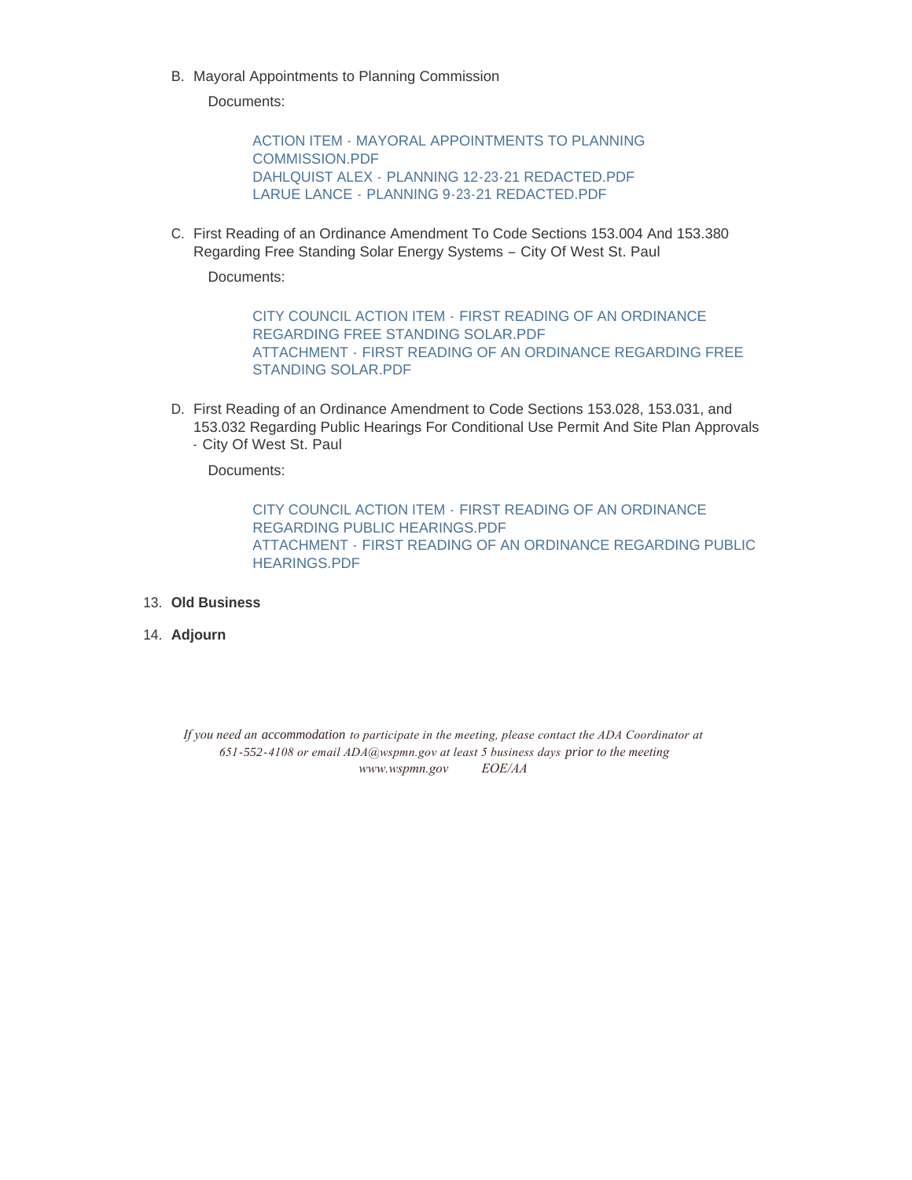B. Mayoral Appointments to Planning Commission

   Documents:

   ACTION ITEM - MAYORAL APPOINTMENTS TO PLANNING COMMISSION.PDF
   DAHLQUIST ALEX - PLANNING 12-23-21 REDACTED.PDF
   LARUE LANCE - PLANNING 9-23-21 REDACTED.PDF

C. First Reading of an Ordinance Amendment To Code Sections 153.004 And 153.380 Regarding Free Standing Solar Energy Systems – City Of West St. Paul

   Documents:

   CITY COUNCIL ACTION ITEM - FIRST READING OF AN ORDINANCE REGARDING FREE STANDING SOLAR.PDF
   ATTACHMENT - FIRST READING OF AN ORDINANCE REGARDING FREE STANDING SOLAR.PDF

D. First Reading of an Ordinance Amendment to Code Sections 153.028, 153.031, and 153.032 Regarding Public Hearings For Conditional Use Permit And Site Plan Approvals - City Of West St. Paul

   Documents:

   CITY COUNCIL ACTION ITEM - FIRST READING OF AN ORDINANCE REGARDING PUBLIC HEARINGS.PDF
   ATTACHMENT - FIRST READING OF AN ORDINANCE REGARDING PUBLIC HEARINGS.PDF

13. **Old Business**

14. **Adjourn**

*If you need an accommodation to participate in the meeting, please contact the ADA Coordinator at 651-552-4108 or email ADA@wspmn.gov at least 5 business days prior to the meeting*
*www.wspmn.gov EOE/AA*